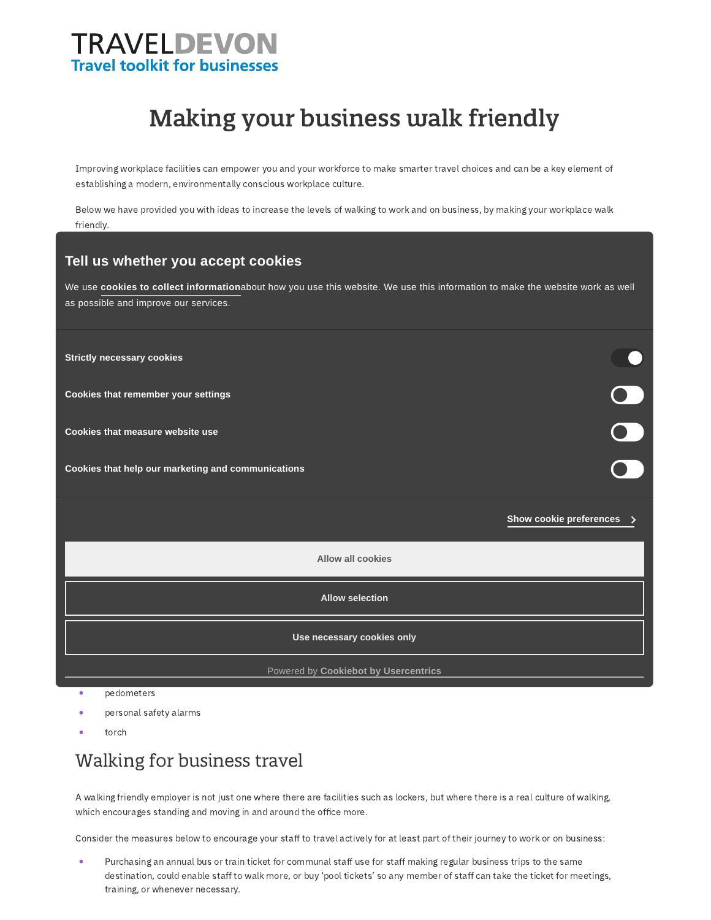TRAVELDEVON
Travel toolkit for businesses

# Making your business walk friendly

Improving workplace facilities can empower you and your workforce to make smarter travel choices and can be a key element of establishing a modern, environmentally conscious workplace culture.

Below we have provided you with ideas to increase the levels of walking to work and on business, by making your workplace walk friendly.

## Tell us whether you accept cookies

We use **cookies to collect information** about how you use this website. We use this information to make the website work as well as possible and improve our services.

**Strictly necessary cookies**

**Cookies that remember your settings**

**Cookies that measure website use**

**Cookies that help our marketing and communications**

**Show cookie preferences**

**Allow all cookies**

**Allow selection**

**Use necessary cookies only**

Powered by **Cookiebot by Usercentrics**

- pedometers
- personal safety alarms
- torch

## Walking for business travel

A walking friendly employer is not just one where there are facilities such as lockers, but where there is a real culture of walking, which encourages standing and moving in and around the office more.

Consider the measures below to encourage your staff to travel actively for at least part of their journey to work or on business:

- Purchasing an annual bus or train ticket for communal staff use for staff making regular business trips to the same destination, could enable staff to walk more, or buy 'pool tickets' so any member of staff can take the ticket for meetings, training, or whenever necessary.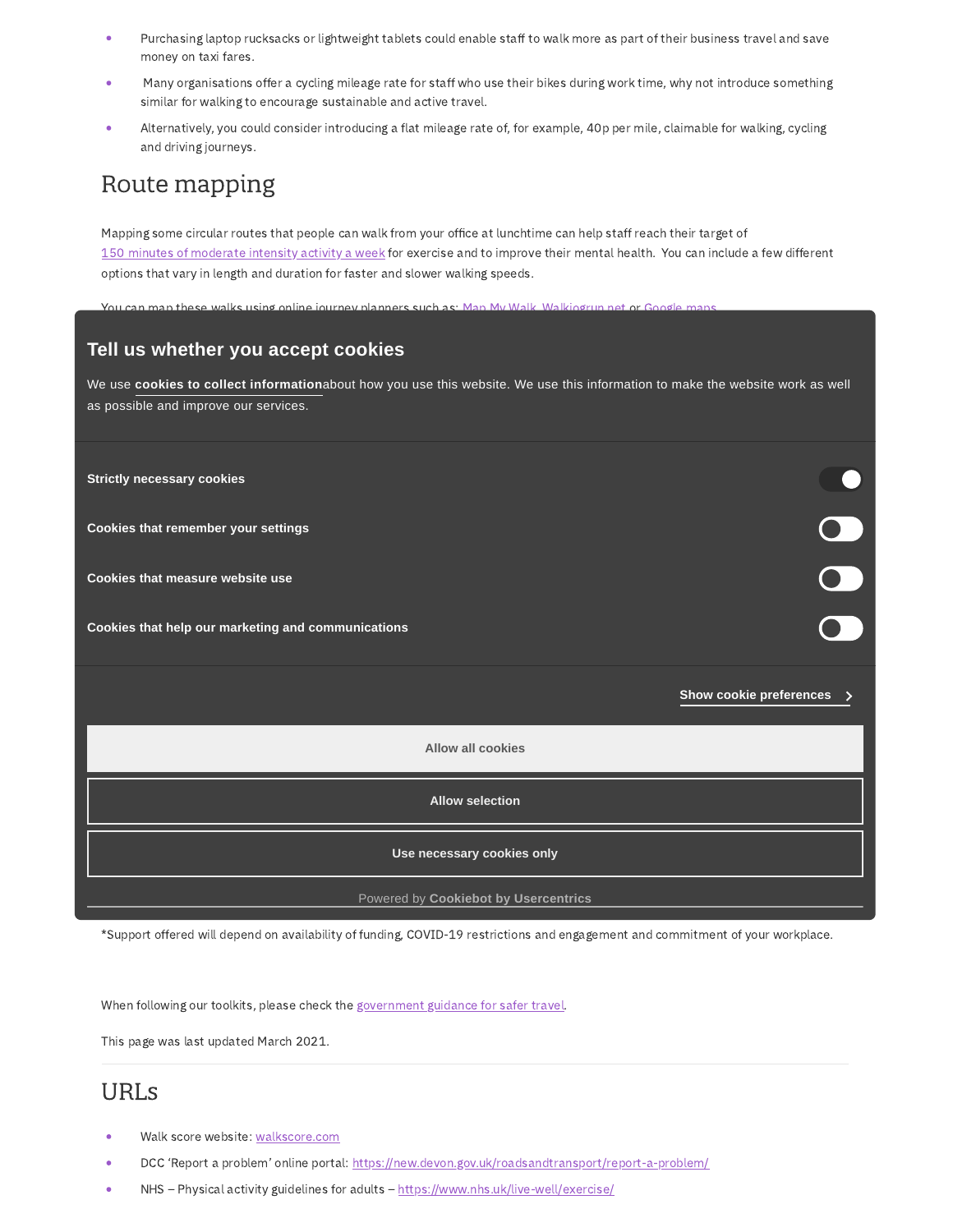- Purchasing laptop rucksacks or lightweight tablets could enable staff to walk more as part of their business travel and save money on taxi fares.
- Many organisations offer a cycling mileage rate for staff who use their bikes during work time, why not introduce something similar for walking to encourage sustainable and active travel.
- Alternatively, you could consider introducing a flat mileage rate of, for example, 40p per mile, claimable for walking, cycling and driving journeys.

## Route mapping

Mapping some circular routes that people can walk from your office at lunchtime can help staff reach their target of 150 minutes of moderate intensity activity a week for exercise and to improve their mental health. You can include a few different options that vary in length and duration for faster and slower walking speeds.

You can map these walks using online journey planners such as: Map My Walk, Walkjogrun.net or Google maps.

*Support offered will depend on availability of funding, COVID-19 restrictions and engagement and commitment of your workplace.

When following our toolkits, please check the government guidance for safer travel.

This page was last updated March 2021.

## URLs

- Walk score website: walkscore.com
- DCC 'Report a problem' online portal: https://new.devon.gov.uk/roadsandtransport/report-a-problem/
- NHS – Physical activity guidelines for adults – https://www.nhs.uk/live-well/exercise/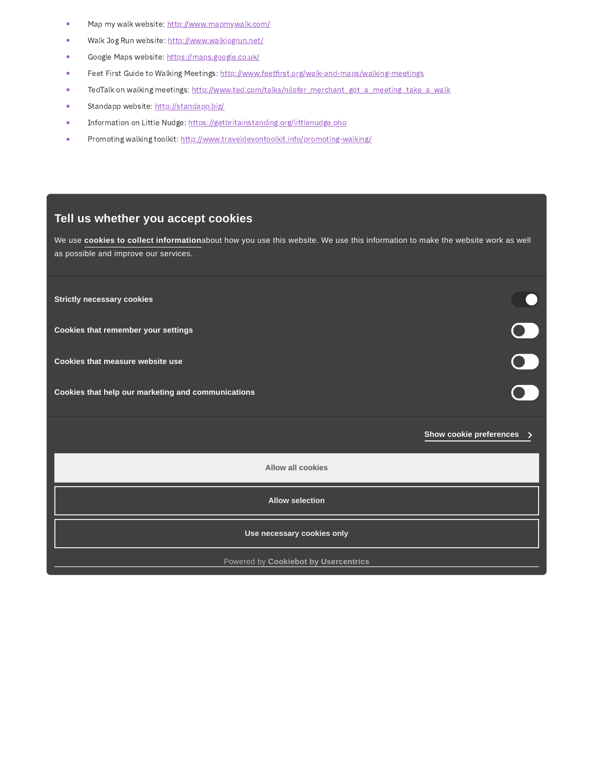- Map my walk website: http://www.mapmywalk.com/
- Walk Jog Run website: http://www.walkjogrun.net/
- Google Maps website: https://maps.google.co.uk/
- Feet First Guide to Walking Meetings: http://www.feetfirst.org/walk-and-maps/walking-meetings
- TedTalk on walking meetings: http://www.ted.com/talks/nilofer_merchant_got_a_meeting_take_a_walk
- Standapp website: http://standapp.biz/
- Information on Little Nudge: https://getbritainstanding.org/littlenudge.php
- Promoting walking toolkit: http://www.traveldevontoolkit.info/promoting-walking/

## Tell us whether you accept cookies

We use **cookies to collect information** about how you use this website. We use this information to make the website work as well as possible and improve our services.

**Strictly necessary cookies**

**Cookies that remember your settings**

**Cookies that measure website use**

**Cookies that help our marketing and communications**

Show cookie preferences

Allow all cookies

Allow selection

Use necessary cookies only

Powered by **Cookiebot by Usercentrics**